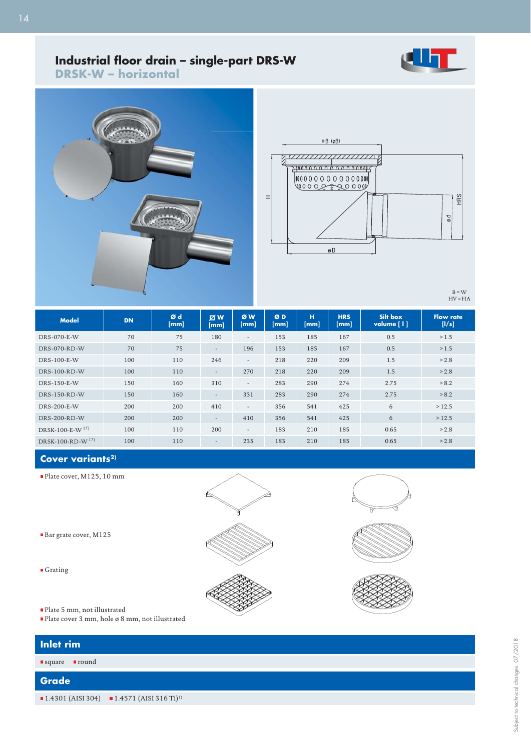# Industrial floor drain – single-part DRS-W

## DRSK-W – horizontal

B = W
HV = HA

| Model | DN | Ø d [mm] | ◻ W [mm] | Ø W [mm] | Ø D [mm] | H [mm] | HRS [mm] | Silt box volume [ l ] | Flow rate [l/s] |
|---|---|---|---|---|---|---|---|---|---|
| DRS-070-E-W | 70 | 75 | 180 | - | 153 | 185 | 167 | 0.5 | > 1.5 |
| DRS-070-RD-W | 70 | 75 | - | 196 | 153 | 185 | 167 | 0.5 | > 1.5 |
| DRS-100-E-W | 100 | 110 | 246 | - | 218 | 220 | 209 | 1.5 | > 2.8 |
| DRS-100-RD-W | 100 | 110 | - | 270 | 218 | 220 | 209 | 1.5 | > 2.8 |
| DRS-150-E-W | 150 | 160 | 310 | - | 283 | 290 | 274 | 2.75 | > 8.2 |
| DRS-150-RD-W | 150 | 160 | - | 331 | 283 | 290 | 274 | 2.75 | > 8.2 |
| DRS-200-E-W | 200 | 200 | 410 | - | 356 | 541 | 425 | 6 | > 12.5 |
| DRS-200-RD-W | 200 | 200 | - | 410 | 356 | 541 | 425 | 6 | > 12.5 |
| DRSK-100-E-W [17] | 100 | 110 | 200 | - | 183 | 210 | 185 | 0.65 | > 2.8 |
| DRSK-100-RD-W [17] | 100 | 110 | - | 235 | 183 | 210 | 185 | 0.65 | > 2.8 |

## Cover variants[2]

- Plate cover, M125, 10 mm
- Bar grate cover, M125
- Grating
- Plate 5 mm, not illustrated
- Plate cover 3 mm, hole ø 8 mm, not illustrated

## Inlet rim

- square
- round

## Grade

- 1.4301 (AISI 304)
- 1.4571 (AISI 316 Ti)[1]

Subject to technical changes. 07/2018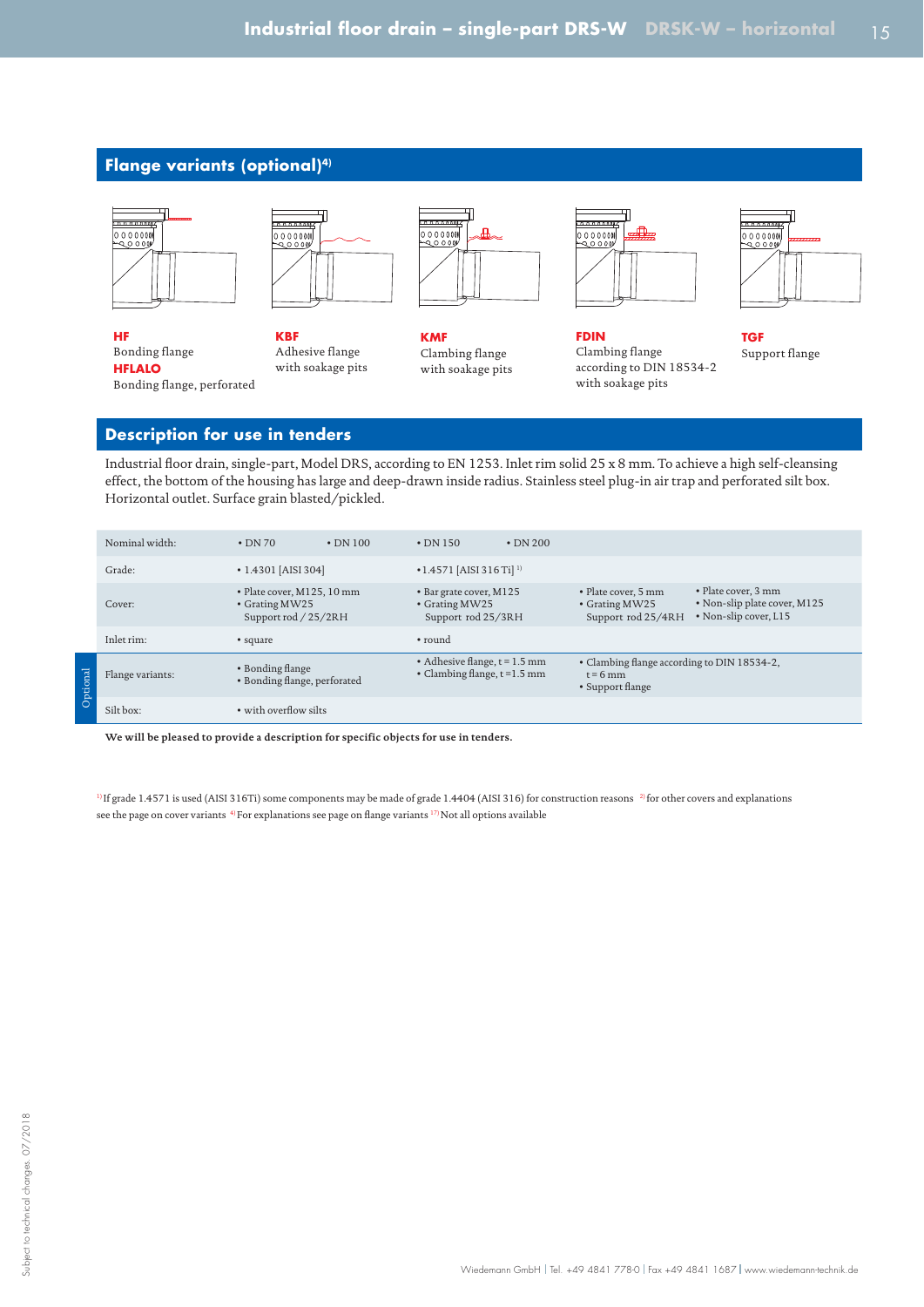## Flange variants (optional)[4]

**HF**
Bonding flange
**HFLALO**
Bonding flange, perforated

**KBF**
Adhesive flange
with soakage pits

**KMF**
Clambing flange
with soakage pits

**FDIN**
Clambing flange
according to DIN 18534-2
with soakage pits

**TGF**
Support flange

## Description for use in tenders

Industrial floor drain, single-part, Model DRS, according to EN 1253. Inlet rim solid 25 x 8 mm. To achieve a high self-cleansing effect, the bottom of the housing has large and deep-drawn inside radius. Stainless steel plug-in air trap and perforated silt box. Horizontal outlet. Surface grain blasted/pickled.

| | | | | | | |
|---|---|---|---|---|---|---|
| Nominal width: | • DN 70 | • DN 100 | • DN 150 | • DN 200 | | |
| Grade: | • 1.4301 [AISI 304] | | • 1.4571 [AISI 316 Ti] [1] | | | |
| Cover: | • Plate cover, M125, 10 mm<br>• Grating MW25<br>Support rod / 25/2RH | | • Bar grate cover, M125<br>• Grating MW25<br>Support rod 25/3RH | | • Plate cover, 5 mm<br>• Grating MW25<br>Support rod 25/4RH | • Plate cover, 3 mm<br>• Non-slip plate cover, M125<br>• Non-slip cover, L15 |
| Inlet rim: | • square | | • round | | | |
| Flange variants: (Optional) | • Bonding flange<br>• Bonding flange, perforated | | • Adhesive flange, t = 1.5 mm<br>• Clambing flange, t =1.5 mm | | • Clambing flange according to DIN 18534-2, t = 6 mm<br>• Support flange | |
| Silt box: (Optional) | • with overflow silts | | | | | |

**We will be pleased to provide a description for specific objects for use in tenders.**

[1] If grade 1.4571 is used (AISI 316Ti) some components may be made of grade 1.4404 (AISI 316) for construction reasons [2] for other covers and explanations see the page on cover variants [4] For explanations see page on flange variants [17] Not all options available

Subject to technical changes. 07/2018